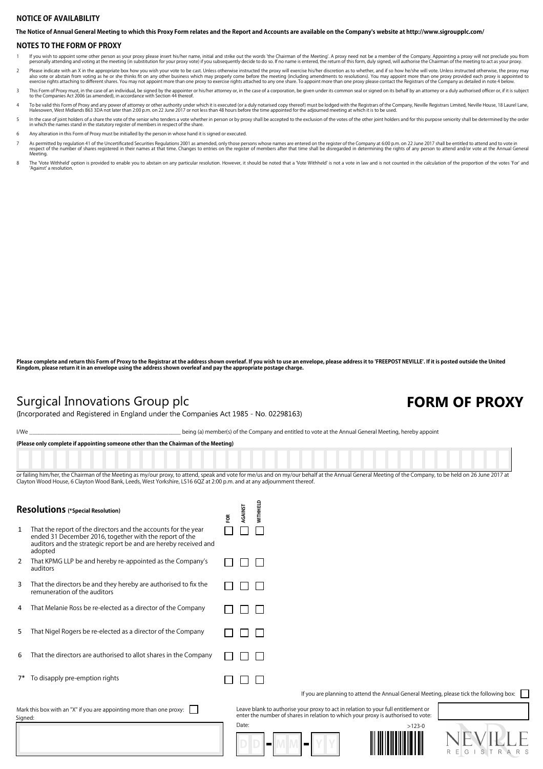## NOTICE OF AVAILABILITY

**The Notice of Annual General Meeting to which this Proxy Form relates and the Report and Accounts are available on the Company's website at http://www.sigroupplc.com/**

## NOTES TO THE FORM OF PROXY

1. If you wish to appoint some other person as your proxy please insert his/her name, initial and strike out the words 'the Chairman of the Meeting'. A proxy need not be a member of the Company. Appointing a proxy will not preclude you from personally attending and voting at the meeting (in substitution for your proxy vote) if you subsequently decide to do so. If no name is entered, the return of this form, duly signed, will authorise the Chairman of the meeting to act as your proxy.
2. Please indicate with an X in the appropriate box how you wish your vote to be cast. Unless otherwise instructed the proxy will exercise his/her discretion as to whether, and if so how he/she will vote. Unless instructed otherwise, the proxy may also vote or abstain from voting as he or she thinks fit on any other business which may properly come before the meeting (including amendments to resolutions). You may appoint more than one proxy provided each proxy is appointed to exercise rights attaching to different shares. You may not appoint more than one proxy to exercise rights attached to any one share. To appoint more than one proxy please contact the Registrars of the Company as detailed in note 4 below.
3. This Form of Proxy must, in the case of an individual, be signed by the appointer or his/her attorney or, in the case of a corporation, be given under its common seal or signed on its behalf by an attorney or a duly authorised officer or, if it is subject to the Companies Act 2006 (as amended), in accordance with Section 44 thereof.
4. To be valid this Form of Proxy and any power of attorney or other authority under which it is executed (or a duly notarised copy thereof) must be lodged with the Registrars of the Company, Neville Registrars Limited, Neville House, 18 Laurel Lane, Halesowen, West Midlands B63 3DA not later than 2:00 p.m. on 22 June 2017 or not less than 48 hours before the time appointed for the adjourned meeting at which it is to be used.
5. In the case of joint holders of a share the vote of the senior who tenders a vote whether in person or by proxy shall be accepted to the exclusion of the votes of the other joint holders and for this purpose seniority shall be determined by the order in which the names stand in the statutory register of members in respect of the share.
6. Any alteration in this Form of Proxy must be initialled by the person in whose hand it is signed or executed.
7. As permitted by regulation 41 of the Uncertificated Securities Regulations 2001 as amended, only those persons whose names are entered on the register of the Company at 6:00 p.m. on 22 June 2017 shall be entitled to attend and to vote in respect of the number of shares registered in their names at that time. Changes to entries on the register of members after that time shall be disregarded in determining the rights of any person to attend and/or vote at the Annual General Meeting.
8. The 'Vote Withheld' option is provided to enable you to abstain on any particular resolution. However, it should be noted that a 'Vote Withheld' is not a vote in law and is not counted in the calculation of the proportion of the votes 'For' and 'Against' a resolution.

**Please complete and return this Form of Proxy to the Registrar at the address shown overleaf. If you wish to use an envelope, please address it to 'FREEPOST NEVILLE'. If it is posted outside the United Kingdom, please return it in an envelope using the address shown overleaf and pay the appropriate postage charge.**

# Surgical Innovations Group plc

(Incorporated and Registered in England under the Companies Act 1985 - No. 02298163)

# FORM OF PROXY

I/We ______________________________ being (a) member(s) of the Company and entitled to vote at the Annual General Meeting, hereby appoint

**(Please only complete if appointing someone other than the Chairman of the Meeting)**

or failing him/her, the Chairman of the Meeting as my/our proxy, to attend, speak and vote for me/us and on my/our behalf at the Annual General Meeting of the Company, to be held on 26 June 2017 at Clayton Wood House, 6 Clayton Wood Bank, Leeds, West Yorkshire, LS16 6QZ at 2:00 p.m. and at any adjournment thereof.

## Resolutions (*Special Resolution)

| | Resolution | FOR | AGAINST | WITHHELD |
|---|---|---|---|---|
| 1 | That the report of the directors and the accounts for the year ended 31 December 2016, together with the report of the auditors and the strategic report be and are hereby received and adopted | ☐ | ☐ | ☐ |
| 2 | That KPMG LLP be and hereby re-appointed as the Company's auditors | ☐ | ☐ | ☐ |
| 3 | That the directors be and they hereby are authorised to fix the remuneration of the auditors | ☐ | ☐ | ☐ |
| 4 | That Melanie Ross be re-elected as a director of the Company | ☐ | ☐ | ☐ |
| 5 | That Nigel Rogers be re-elected as a director of the Company | ☐ | ☐ | ☐ |
| 6 | That the directors are authorised to allot shares in the Company | ☐ | ☐ | ☐ |
| 7* | To disapply pre-emption rights | ☐ | ☐ | ☐ |

If you are planning to attend the Annual General Meeting, please tick the following box: ☐

Mark this box with an "X" if you are appointing more than one proxy: ☐

Leave blank to authorise your proxy to act in relation to your full entitlement or enter the number of shares in relation to which your proxy is authorised to vote:

Signed:

Date: DD - MM - YY

>123-0

NEVILLE REGISTRARS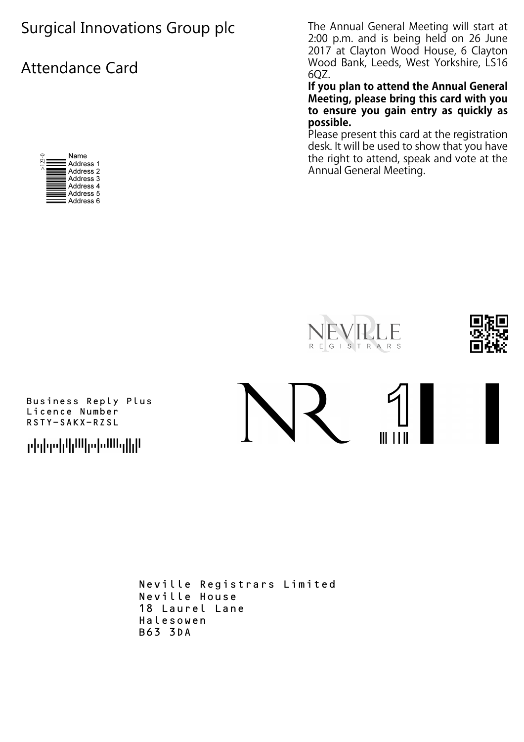Surgical Innovations Group plc

Attendance Card

>123-0

Name
Address 1
Address 2
Address 3
Address 4
Address 5
Address 6

The Annual General Meeting will start at 2:00 p.m. and is being held on 26 June 2017 at Clayton Wood House, 6 Clayton Wood Bank, Leeds, West Yorkshire, LS16 6QZ.

**If you plan to attend the Annual General Meeting, please bring this card with you to ensure you gain entry as quickly as possible.**

Please present this card at the registration desk. It will be used to show that you have the right to attend, speak and vote at the Annual General Meeting.

NEVILLE
REGISTRARS

Business Reply Plus
Licence Number
RSTY-SAKX-RZSL

NR 1

Neville Registrars Limited
Neville House
18 Laurel Lane
Halesowen
B63 3DA